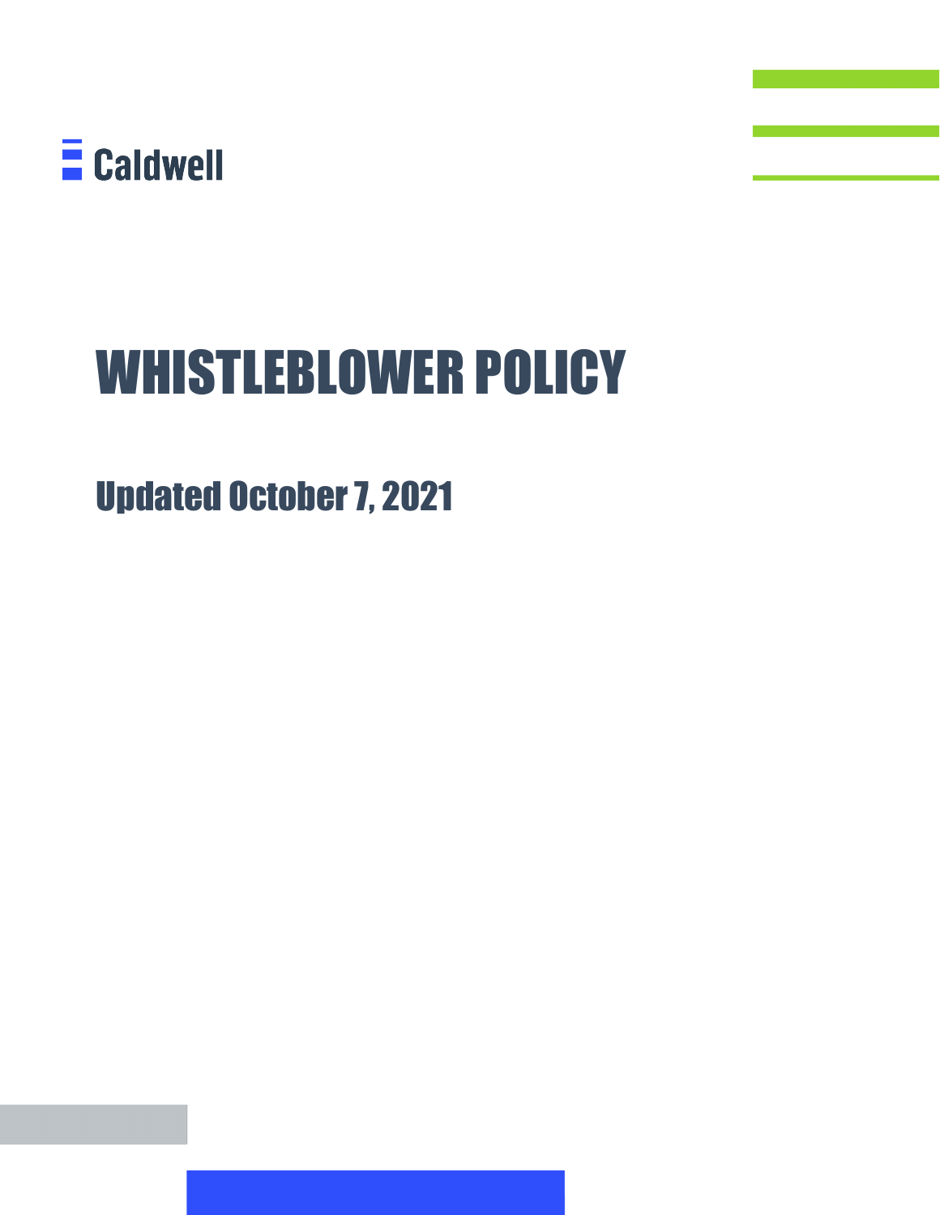Caldwell

# WHISTLEBLOWER POLICY

## Updated October 7, 2021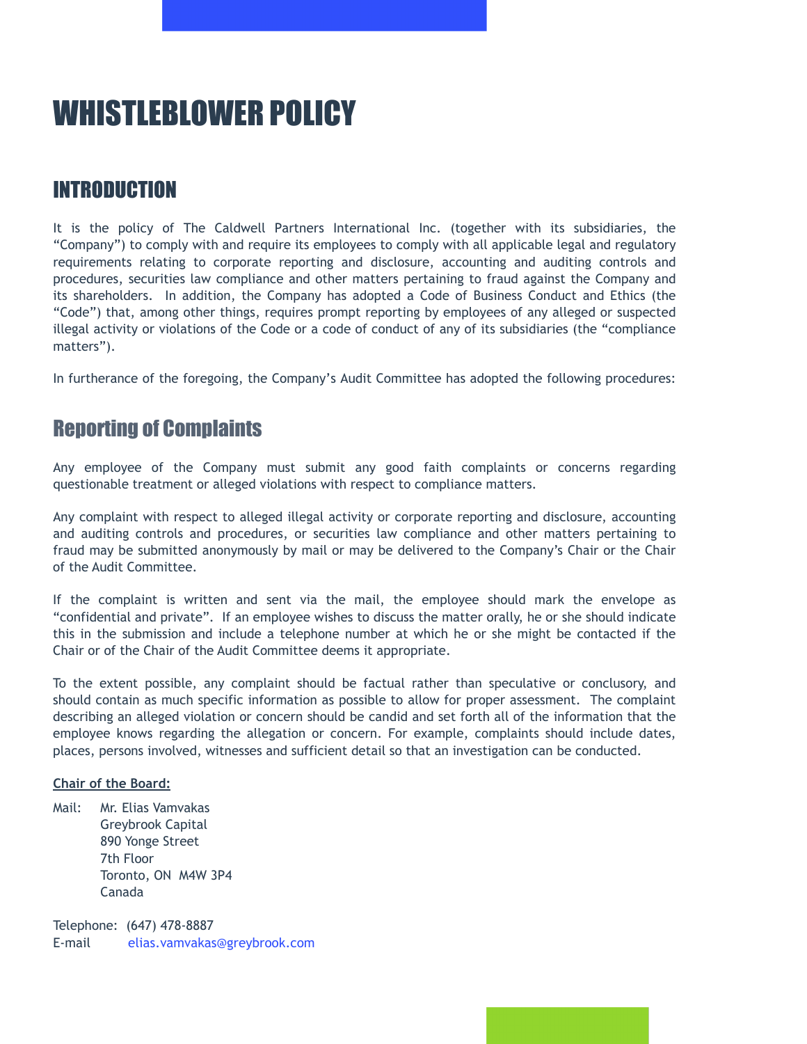# WHISTLEBLOWER POLICY

## INTRODUCTION

It is the policy of The Caldwell Partners International Inc. (together with its subsidiaries, the "Company") to comply with and require its employees to comply with all applicable legal and regulatory requirements relating to corporate reporting and disclosure, accounting and auditing controls and procedures, securities law compliance and other matters pertaining to fraud against the Company and its shareholders. In addition, the Company has adopted a Code of Business Conduct and Ethics (the "Code") that, among other things, requires prompt reporting by employees of any alleged or suspected illegal activity or violations of the Code or a code of conduct of any of its subsidiaries (the "compliance matters").

In furtherance of the foregoing, the Company's Audit Committee has adopted the following procedures:

### Reporting of Complaints

Any employee of the Company must submit any good faith complaints or concerns regarding questionable treatment or alleged violations with respect to compliance matters.

Any complaint with respect to alleged illegal activity or corporate reporting and disclosure, accounting and auditing controls and procedures, or securities law compliance and other matters pertaining to fraud may be submitted anonymously by mail or may be delivered to the Company's Chair or the Chair of the Audit Committee.

If the complaint is written and sent via the mail, the employee should mark the envelope as "confidential and private". If an employee wishes to discuss the matter orally, he or she should indicate this in the submission and include a telephone number at which he or she might be contacted if the Chair or of the Chair of the Audit Committee deems it appropriate.

To the extent possible, any complaint should be factual rather than speculative or conclusory, and should contain as much specific information as possible to allow for proper assessment. The complaint describing an alleged violation or concern should be candid and set forth all of the information that the employee knows regarding the allegation or concern. For example, complaints should include dates, places, persons involved, witnesses and sufficient detail so that an investigation can be conducted.

**Chair of the Board:**

Mail: Mr. Elias Vamvakas
Greybrook Capital
890 Yonge Street
7th Floor
Toronto, ON M4W 3P4
Canada

Telephone: (647) 478-8887
E-mail elias.vamvakas@greybrook.com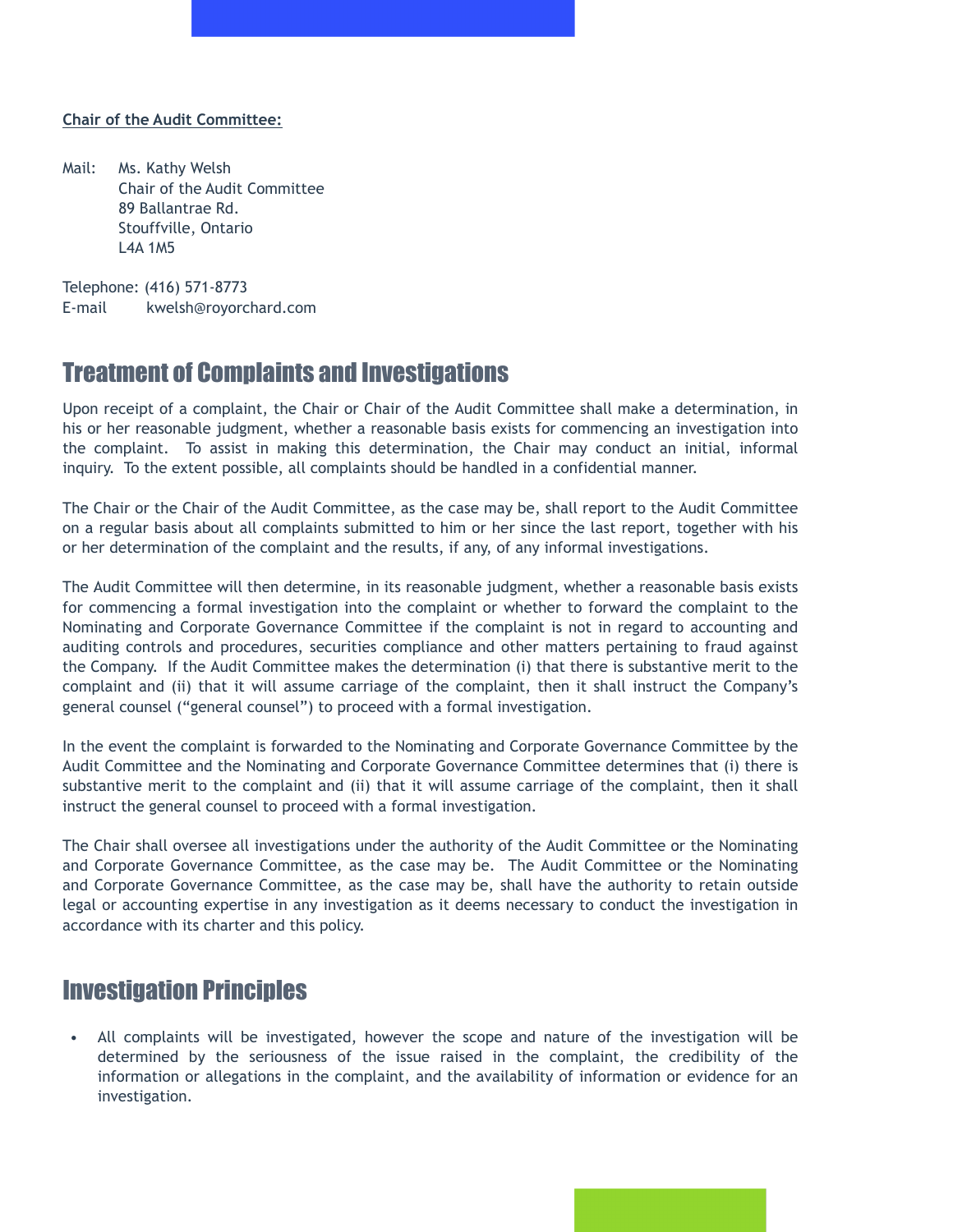**Chair of the Audit Committee:**

Mail: Ms. Kathy Welsh
Chair of the Audit Committee
89 Ballantrae Rd.
Stouffville, Ontario
L4A 1M5

Telephone: (416) 571-8773
E-mail kwelsh@royorchard.com

## Treatment of Complaints and Investigations

Upon receipt of a complaint, the Chair or Chair of the Audit Committee shall make a determination, in his or her reasonable judgment, whether a reasonable basis exists for commencing an investigation into the complaint. To assist in making this determination, the Chair may conduct an initial, informal inquiry. To the extent possible, all complaints should be handled in a confidential manner.

The Chair or the Chair of the Audit Committee, as the case may be, shall report to the Audit Committee on a regular basis about all complaints submitted to him or her since the last report, together with his or her determination of the complaint and the results, if any, of any informal investigations.

The Audit Committee will then determine, in its reasonable judgment, whether a reasonable basis exists for commencing a formal investigation into the complaint or whether to forward the complaint to the Nominating and Corporate Governance Committee if the complaint is not in regard to accounting and auditing controls and procedures, securities compliance and other matters pertaining to fraud against the Company. If the Audit Committee makes the determination (i) that there is substantive merit to the complaint and (ii) that it will assume carriage of the complaint, then it shall instruct the Company's general counsel ("general counsel") to proceed with a formal investigation.

In the event the complaint is forwarded to the Nominating and Corporate Governance Committee by the Audit Committee and the Nominating and Corporate Governance Committee determines that (i) there is substantive merit to the complaint and (ii) that it will assume carriage of the complaint, then it shall instruct the general counsel to proceed with a formal investigation.

The Chair shall oversee all investigations under the authority of the Audit Committee or the Nominating and Corporate Governance Committee, as the case may be. The Audit Committee or the Nominating and Corporate Governance Committee, as the case may be, shall have the authority to retain outside legal or accounting expertise in any investigation as it deems necessary to conduct the investigation in accordance with its charter and this policy.

## Investigation Principles

- All complaints will be investigated, however the scope and nature of the investigation will be determined by the seriousness of the issue raised in the complaint, the credibility of the information or allegations in the complaint, and the availability of information or evidence for an investigation.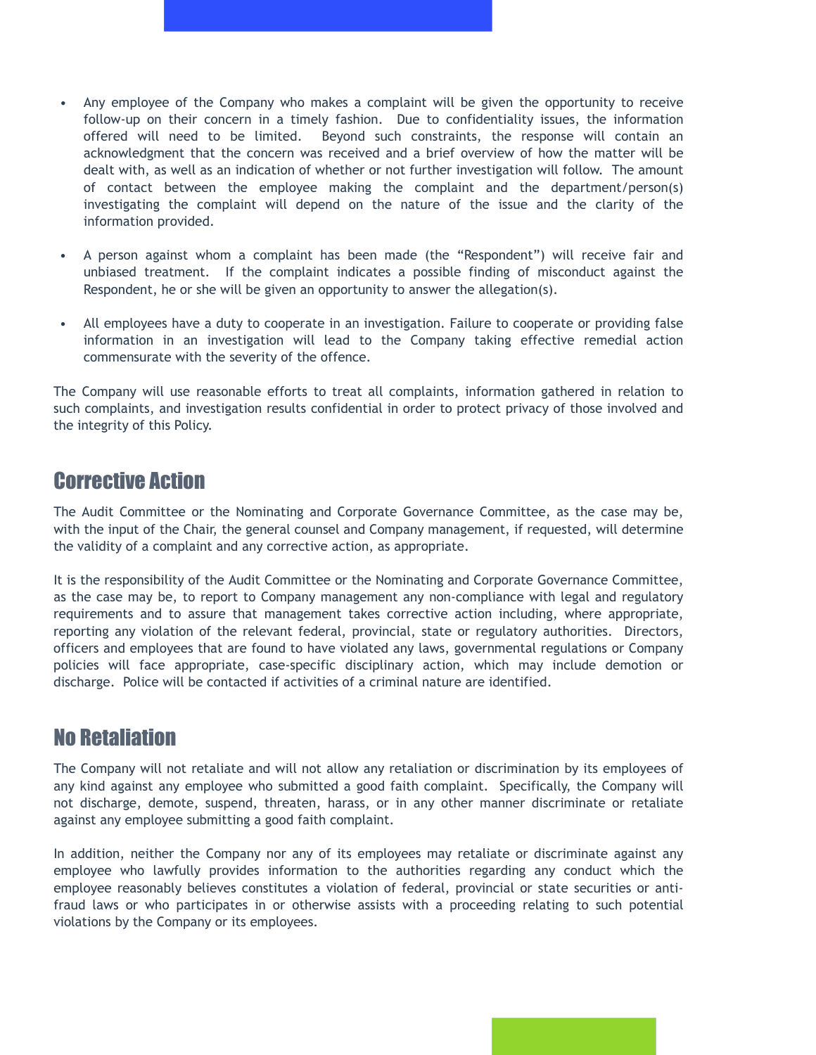- Any employee of the Company who makes a complaint will be given the opportunity to receive follow-up on their concern in a timely fashion. Due to confidentiality issues, the information offered will need to be limited. Beyond such constraints, the response will contain an acknowledgment that the concern was received and a brief overview of how the matter will be dealt with, as well as an indication of whether or not further investigation will follow. The amount of contact between the employee making the complaint and the department/person(s) investigating the complaint will depend on the nature of the issue and the clarity of the information provided.

- A person against whom a complaint has been made (the "Respondent") will receive fair and unbiased treatment. If the complaint indicates a possible finding of misconduct against the Respondent, he or she will be given an opportunity to answer the allegation(s).

- All employees have a duty to cooperate in an investigation. Failure to cooperate or providing false information in an investigation will lead to the Company taking effective remedial action commensurate with the severity of the offence.

The Company will use reasonable efforts to treat all complaints, information gathered in relation to such complaints, and investigation results confidential in order to protect privacy of those involved and the integrity of this Policy.

## Corrective Action

The Audit Committee or the Nominating and Corporate Governance Committee, as the case may be, with the input of the Chair, the general counsel and Company management, if requested, will determine the validity of a complaint and any corrective action, as appropriate.

It is the responsibility of the Audit Committee or the Nominating and Corporate Governance Committee, as the case may be, to report to Company management any non-compliance with legal and regulatory requirements and to assure that management takes corrective action including, where appropriate, reporting any violation of the relevant federal, provincial, state or regulatory authorities. Directors, officers and employees that are found to have violated any laws, governmental regulations or Company policies will face appropriate, case-specific disciplinary action, which may include demotion or discharge. Police will be contacted if activities of a criminal nature are identified.

## No Retaliation

The Company will not retaliate and will not allow any retaliation or discrimination by its employees of any kind against any employee who submitted a good faith complaint. Specifically, the Company will not discharge, demote, suspend, threaten, harass, or in any other manner discriminate or retaliate against any employee submitting a good faith complaint.

In addition, neither the Company nor any of its employees may retaliate or discriminate against any employee who lawfully provides information to the authorities regarding any conduct which the employee reasonably believes constitutes a violation of federal, provincial or state securities or anti-fraud laws or who participates in or otherwise assists with a proceeding relating to such potential violations by the Company or its employees.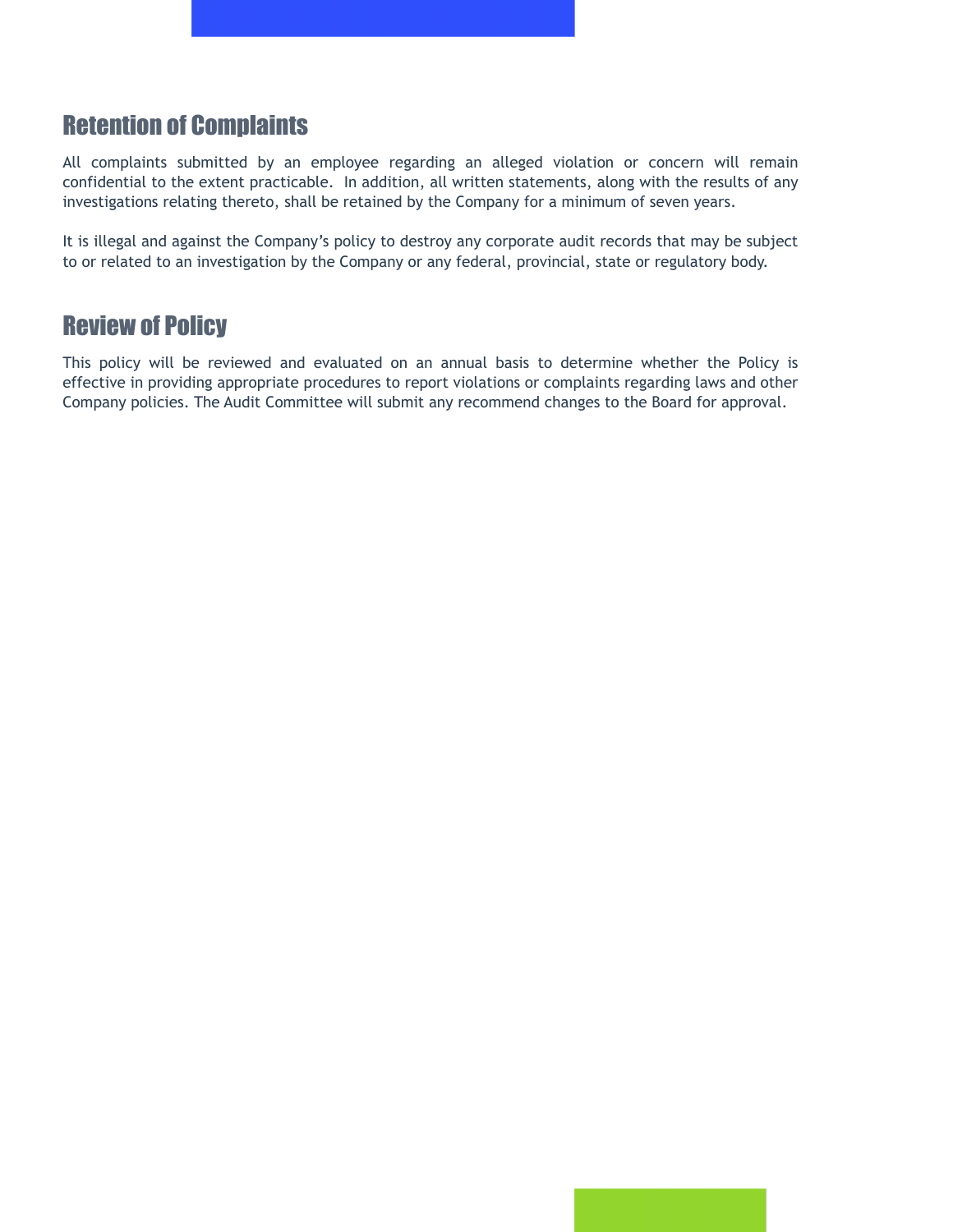## Retention of Complaints

All complaints submitted by an employee regarding an alleged violation or concern will remain confidential to the extent practicable. In addition, all written statements, along with the results of any investigations relating thereto, shall be retained by the Company for a minimum of seven years.

It is illegal and against the Company's policy to destroy any corporate audit records that may be subject to or related to an investigation by the Company or any federal, provincial, state or regulatory body.

## Review of Policy

This policy will be reviewed and evaluated on an annual basis to determine whether the Policy is effective in providing appropriate procedures to report violations or complaints regarding laws and other Company policies. The Audit Committee will submit any recommend changes to the Board for approval.